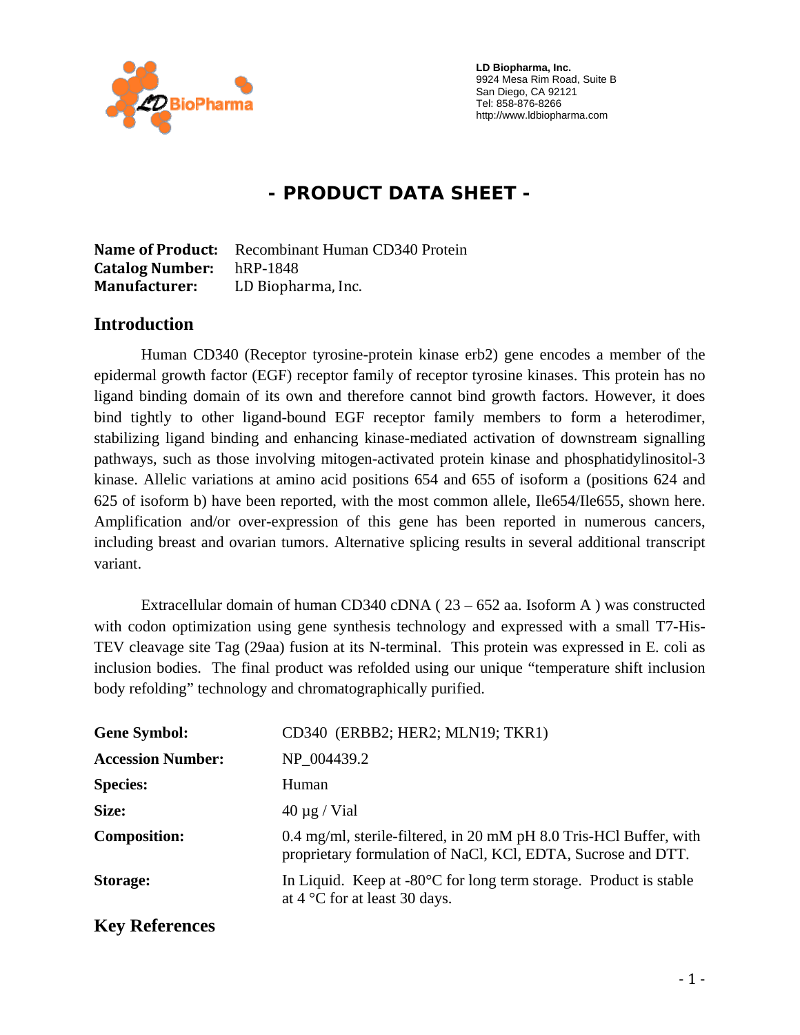LD Biopharma, Inc.
9924 Mesa Rim Road, Suite B
San Diego, CA 92121
Tel: 858-876-8266
http://www.ldbiopharma.com

# - PRODUCT DATA SHEET -

**Name of Product:** Recombinant Human CD340 Protein
**Catalog Number:** hRP-1848
**Manufacturer:** LD Biopharma, Inc.

## Introduction

Human CD340 (Receptor tyrosine-protein kinase erb2) gene encodes a member of the epidermal growth factor (EGF) receptor family of receptor tyrosine kinases. This protein has no ligand binding domain of its own and therefore cannot bind growth factors. However, it does bind tightly to other ligand-bound EGF receptor family members to form a heterodimer, stabilizing ligand binding and enhancing kinase-mediated activation of downstream signalling pathways, such as those involving mitogen-activated protein kinase and phosphatidylinositol-3 kinase. Allelic variations at amino acid positions 654 and 655 of isoform a (positions 624 and 625 of isoform b) have been reported, with the most common allele, Ile654/Ile655, shown here. Amplification and/or over-expression of this gene has been reported in numerous cancers, including breast and ovarian tumors. Alternative splicing results in several additional transcript variant.

Extracellular domain of human CD340 cDNA ( 23 – 652 aa. Isoform A ) was constructed with codon optimization using gene synthesis technology and expressed with a small T7-His-TEV cleavage site Tag (29aa) fusion at its N-terminal. This protein was expressed in E. coli as inclusion bodies. The final product was refolded using our unique "temperature shift inclusion body refolding" technology and chromatographically purified.

| | |
|---|---|
| **Gene Symbol:** | CD340 (ERBB2; HER2; MLN19; TKR1) |
| **Accession Number:** | NP_004439.2 |
| **Species:** | Human |
| **Size:** | 40 µg / Vial |
| **Composition:** | 0.4 mg/ml, sterile-filtered, in 20 mM pH 8.0 Tris-HCl Buffer, with proprietary formulation of NaCl, KCl, EDTA, Sucrose and DTT. |
| **Storage:** | In Liquid. Keep at -80°C for long term storage. Product is stable at 4 °C for at least 30 days. |

## Key References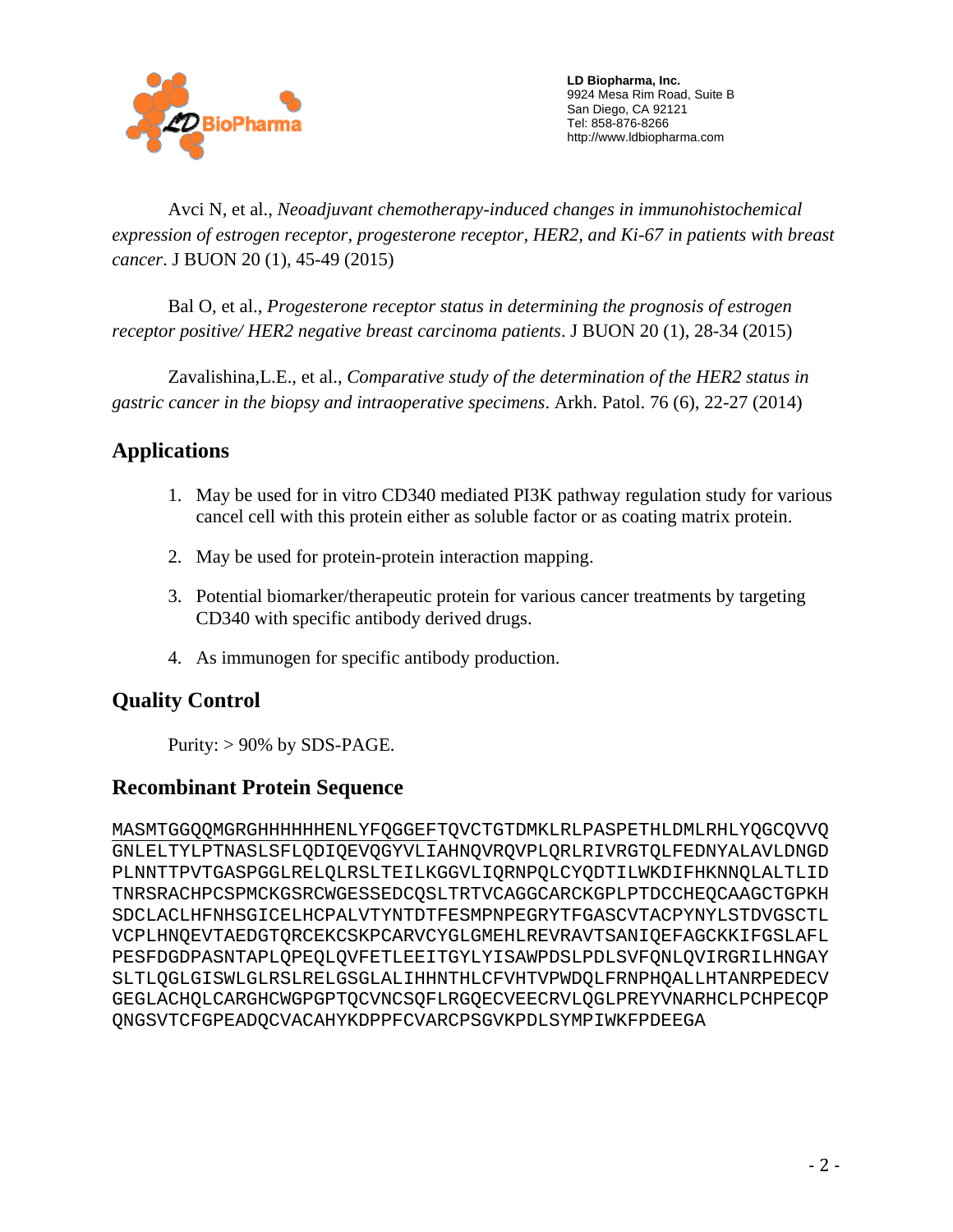Avci N, et al., *Neoadjuvant chemotherapy-induced changes in immunohistochemical expression of estrogen receptor, progesterone receptor, HER2, and Ki-67 in patients with breast cancer*. J BUON 20 (1), 45-49 (2015)

Bal O, et al., *Progesterone receptor status in determining the prognosis of estrogen receptor positive/ HER2 negative breast carcinoma patients*. J BUON 20 (1), 28-34 (2015)

Zavalishina,L.E., et al., *Comparative study of the determination of the HER2 status in gastric cancer in the biopsy and intraoperative specimens*. Arkh. Patol. 76 (6), 22-27 (2014)

## Applications

1. May be used for in vitro CD340 mediated PI3K pathway regulation study for various cancel cell with this protein either as soluble factor or as coating matrix protein.
2. May be used for protein-protein interaction mapping.
3. Potential biomarker/therapeutic protein for various cancer treatments by targeting CD340 with specific antibody derived drugs.
4. As immunogen for specific antibody production.

## Quality Control

Purity: > 90% by SDS-PAGE.

## Recombinant Protein Sequence

```
MASMTGGQQMGRGHHHHHHENLYFQGGEFTQVCTGTDMKLRLPASPETHLDMLRHLYQGCQVVQ
GNLELTYLPTNASLSFLQDIQEVQGYVLIAHNQVRQVPLQRLRIVRGTQLFEDNYALAVLDNGD
PLNNTTPVTGASPGGLRELQLRSLTEILKGGVLIQRNPQLCYQDTILWKDIFHKNNQLALTLID
TNRSRACHPCSPMCKGSRCWGESSEDCQSLTRTVCAGGCARCKGPLPTDCCHEQCAAGCTGPKH
SDCLACLHFNHSGICELHCPALVTYNTDTFESMPNPEGRYTFGASCVTACPYNYLSTDVGSCTL
VCPLHNQEVTAEDGTQRCEKCSKPCARVCYGLGMEHLREVRAVTSANIQEFAGCKKIFGSLAFL
PESFDGDPASNTAPLQPEQLQVFETLEEITGYLYISAWPDSLPDLSVFQNLQVIRGRILHNGAY
SLTLQGLGISWLGLRSLRELGSGLALIHHNTHLCFVHTVPWDQLFRNPHQALLHTANRPEDECV
GEGLACHQLCARGHCWGPGPTQCVNCSQFLRGQECVEECRVLQGLPREYVNARHCLPCHPECQP
QNGSVTCFGPEADQCVACAHYKDPPFCVARCPSGVKPDLSYMPIWKFPDEEGA
```